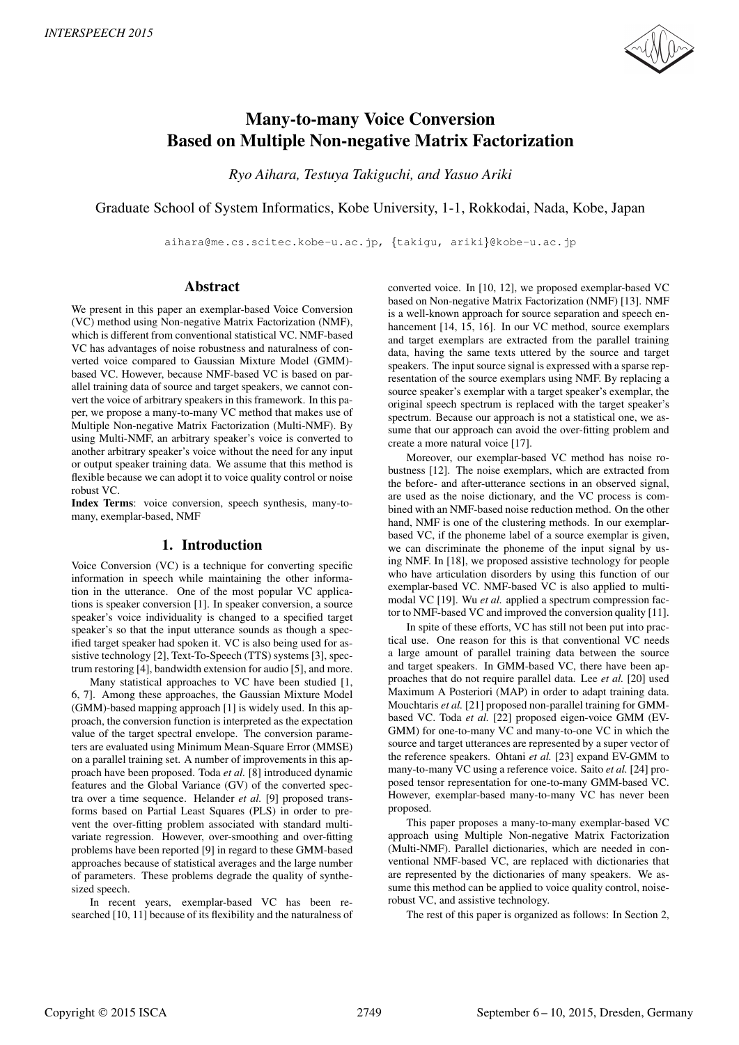# Many-to-many Voice Conversion Based on Multiple Non-negative Matrix Factorization

*Ryo Aihara, Testuya Takiguchi, and Yasuo Ariki*

Graduate School of System Informatics, Kobe University, 1-1, Rokkodai, Nada, Kobe, Japan

aihara@me.cs.scitec.kobe-u.ac.jp, {takigu, ariki}@kobe-u.ac.jp

## Abstract

We present in this paper an exemplar-based Voice Conversion (VC) method using Non-negative Matrix Factorization (NMF), which is different from conventional statistical VC. NMF-based VC has advantages of noise robustness and naturalness of converted voice compared to Gaussian Mixture Model (GMM)-based VC. However, because NMF-based VC is based on parallel training data of source and target speakers, we cannot convert the voice of arbitrary speakers in this framework. In this paper, we propose a many-to-many VC method that makes use of Multiple Non-negative Matrix Factorization (Multi-NMF). By using Multi-NMF, an arbitrary speaker's voice is converted to another arbitrary speaker's voice without the need for any input or output speaker training data. We assume that this method is flexible because we can adopt it to voice quality control or noise robust VC.

**Index Terms**: voice conversion, speech synthesis, many-to-many, exemplar-based, NMF

## 1. Introduction

Voice Conversion (VC) is a technique for converting specific information in speech while maintaining the other information in the utterance. One of the most popular VC applications is speaker conversion [1]. In speaker conversion, a source speaker's voice individuality is changed to a specified target speaker's so that the input utterance sounds as though a specified target speaker had spoken it. VC is also being used for assistive technology [2], Text-To-Speech (TTS) systems [3], spectrum restoring [4], bandwidth extension for audio [5], and more.

Many statistical approaches to VC have been studied [1, 6, 7]. Among these approaches, the Gaussian Mixture Model (GMM)-based mapping approach [1] is widely used. In this approach, the conversion function is interpreted as the expectation value of the target spectral envelope. The conversion parameters are evaluated using Minimum Mean-Square Error (MMSE) on a parallel training set. A number of improvements in this approach have been proposed. Toda *et al.* [8] introduced dynamic features and the Global Variance (GV) of the converted spectra over a time sequence. Helander *et al.* [9] proposed transforms based on Partial Least Squares (PLS) in order to prevent the over-fitting problem associated with standard multivariate regression. However, over-smoothing and over-fitting problems have been reported [9] in regard to these GMM-based approaches because of statistical averages and the large number of parameters. These problems degrade the quality of synthesized speech.

In recent years, exemplar-based VC has been researched [10, 11] because of its flexibility and the naturalness of converted voice. In [10, 12], we proposed exemplar-based VC based on Non-negative Matrix Factorization (NMF) [13]. NMF is a well-known approach for source separation and speech enhancement [14, 15, 16]. In our VC method, source exemplars and target exemplars are extracted from the parallel training data, having the same texts uttered by the source and target speakers. The input source signal is expressed with a sparse representation of the source exemplars using NMF. By replacing a source speaker's exemplar with a target speaker's exemplar, the original speech spectrum is replaced with the target speaker's spectrum. Because our approach is not a statistical one, we assume that our approach can avoid the over-fitting problem and create a more natural voice [17].

Moreover, our exemplar-based VC method has noise robustness [12]. The noise exemplars, which are extracted from the before- and after-utterance sections in an observed signal, are used as the noise dictionary, and the VC process is combined with an NMF-based noise reduction method. On the other hand, NMF is one of the clustering methods. In our exemplar-based VC, if the phoneme label of a source exemplar is given, we can discriminate the phoneme of the input signal by using NMF. In [18], we proposed assistive technology for people who have articulation disorders by using this function of our exemplar-based VC. NMF-based VC is also applied to multimodal VC [19]. Wu *et al.* applied a spectrum compression factor to NMF-based VC and improved the conversion quality [11].

In spite of these efforts, VC has still not been put into practical use. One reason for this is that conventional VC needs a large amount of parallel training data between the source and target speakers. In GMM-based VC, there have been approaches that do not require parallel data. Lee *et al.* [20] used Maximum A Posteriori (MAP) in order to adapt training data. Mouchtaris *et al.* [21] proposed non-parallel training for GMM-based VC. Toda *et al.* [22] proposed eigen-voice GMM (EV-GMM) for one-to-many VC and many-to-one VC in which the source and target utterances are represented by a super vector of the reference speakers. Ohtani *et al.* [23] expand EV-GMM to many-to-many VC using a reference voice. Saito *et al.* [24] proposed tensor representation for one-to-many GMM-based VC. However, exemplar-based many-to-many VC has never been proposed.

This paper proposes a many-to-many exemplar-based VC approach using Multiple Non-negative Matrix Factorization (Multi-NMF). Parallel dictionaries, which are needed in conventional NMF-based VC, are replaced with dictionaries that are represented by the dictionaries of many speakers. We assume this method can be applied to voice quality control, noise-robust VC, and assistive technology.

The rest of this paper is organized as follows: In Section 2,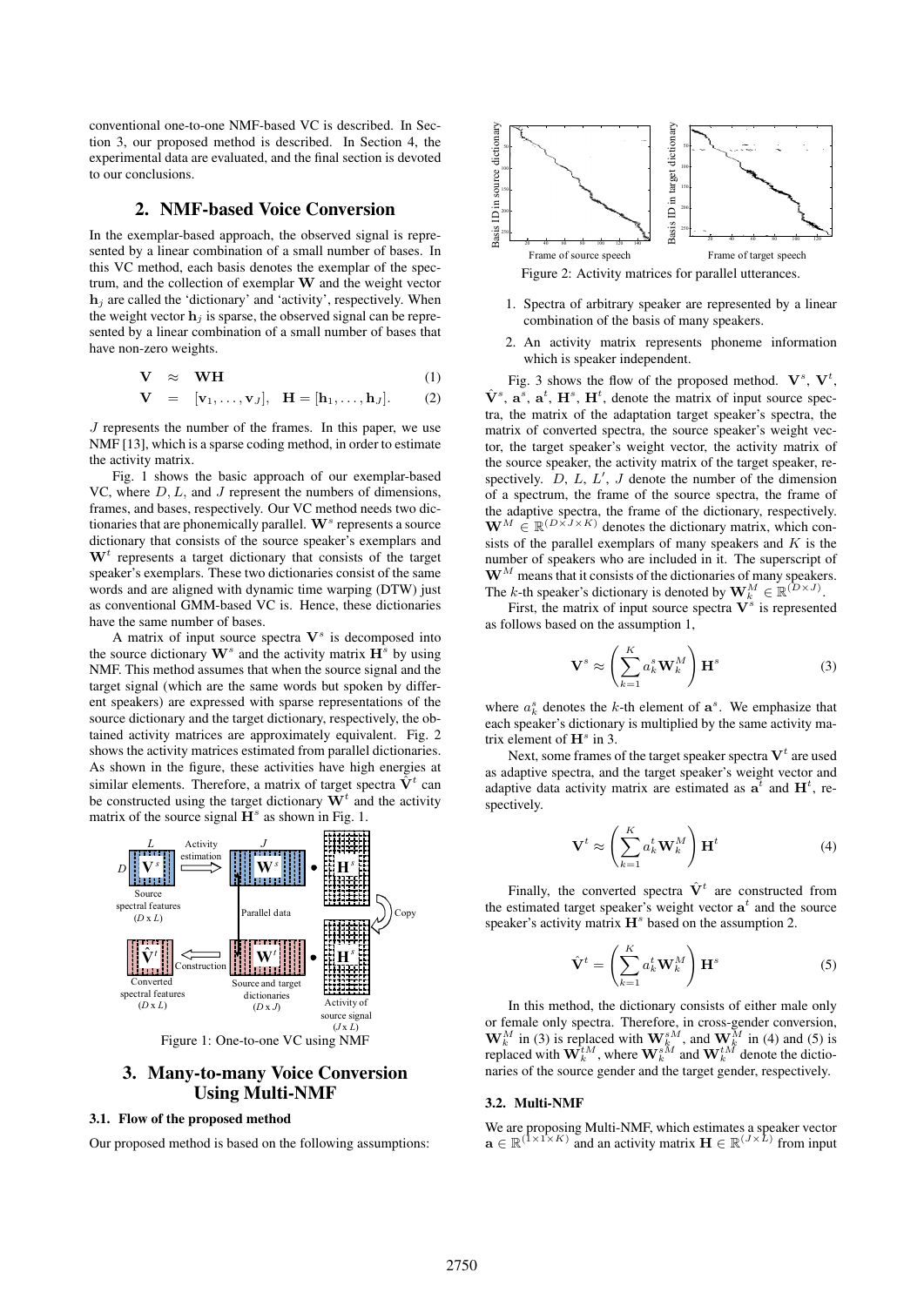conventional one-to-one NMF-based VC is described. In Section 3, our proposed method is described. In Section 4, the experimental data are evaluated, and the final section is devoted to our conclusions.

## 2. NMF-based Voice Conversion

In the exemplar-based approach, the observed signal is represented by a linear combination of a small number of bases. In this VC method, each basis denotes the exemplar of the spectrum, and the collection of exemplar $\mathbf{W}$ and the weight vector $\mathbf{h}_j$ are called the 'dictionary' and 'activity', respectively. When the weight vector $\mathbf{h}_j$ is sparse, the observed signal can be represented by a linear combination of a small number of bases that have non-zero weights.

$$\mathbf{V} \approx \mathbf{W}\mathbf{H} \tag{1}$$

$$\mathbf{V} = [\mathbf{v}_1, \ldots, \mathbf{v}_J], \quad \mathbf{H} = [\mathbf{h}_1, \ldots, \mathbf{h}_J]. \tag{2}$$

$J$ represents the number of the frames. In this paper, we use NMF [13], which is a sparse coding method, in order to estimate the activity matrix.

Fig. 1 shows the basic approach of our exemplar-based VC, where $D, L,$ and $J$ represent the numbers of dimensions, frames, and bases, respectively. Our VC method needs two dictionaries that are phonemically parallel. $\mathbf{W}^s$ represents a source dictionary that consists of the source speaker's exemplars and $\mathbf{W}^t$ represents a target dictionary that consists of the target speaker's exemplars. These two dictionaries consist of the same words and are aligned with dynamic time warping (DTW) just as conventional GMM-based VC is. Hence, these dictionaries have the same number of bases.

A matrix of input source spectra $\mathbf{V}^s$ is decomposed into the source dictionary $\mathbf{W}^s$ and the activity matrix $\mathbf{H}^s$ by using NMF. This method assumes that when the source signal and the target signal (which are the same words but spoken by different speakers) are expressed with sparse representations of the source dictionary and the target dictionary, respectively, the obtained activity matrices are approximately equivalent. Fig. 2 shows the activity matrices estimated from parallel dictionaries. As shown in the figure, these activities have high energies at similar elements. Therefore, a matrix of target spectra $\hat{\mathbf{V}}^t$ can be constructed using the target dictionary $\mathbf{W}^t$ and the activity matrix of the source signal $\mathbf{H}^s$ as shown in Fig. 1.

L
D
$\mathbf{V}^s$
Source spectral features ($D$ x $L$)
Activity estimation
J
$\mathbf{W}^s$
$\mathbf{H}^s$
Parallel data
Copy
$\hat{\mathbf{V}}^t$
Converted spectral features ($D$ x $L$)
Construction
$\mathbf{W}^t$
Source and target dictionaries ($D$ x $J$)
$\mathbf{H}^s$
Activity of source signal ($J$ x $L$)

Figure 1: One-to-one VC using NMF

## 3. Many-to-many Voice Conversion Using Multi-NMF

### 3.1. Flow of the proposed method

Our proposed method is based on the following assumptions:

Basis ID in source dictionary
Frame of source speech
Basis ID in target dictionary
Frame of target speech

Figure 2: Activity matrices for parallel utterances.

1. Spectra of arbitrary speaker are represented by a linear combination of the basis of many speakers.
2. An activity matrix represents phoneme information which is speaker independent.

Fig. 3 shows the flow of the proposed method. $\mathbf{V}^s$, $\mathbf{V}^t$, $\hat{\mathbf{V}}^s$, $\mathbf{a}^s$, $\mathbf{a}^t$, $\mathbf{H}^s$, $\mathbf{H}^t$, denote the matrix of input source spectra, the matrix of the adaptation target speaker's spectra, the matrix of converted spectra, the source speaker's weight vector, the target speaker's weight vector, the activity matrix of the source speaker, the activity matrix of the target speaker, respectively. $D$, $L$, $L'$, $J$ denote the number of the dimension of a spectrum, the frame of the source spectra, the frame of the adaptive spectra, the frame of the dictionary, respectively. $\mathbf{W}^M \in \mathbb{R}^{(D \times J \times K)}$ denotes the dictionary matrix, which consists of the parallel exemplars of many speakers and $K$ is the number of speakers who are included in it. The superscript of $\mathbf{W}^M$ means that it consists of the dictionaries of many speakers. The $k$-th speaker's dictionary is denoted by $\mathbf{W}^M_k \in \mathbb{R}^{(D \times J)}$.

First, the matrix of input source spectra $\mathbf{V}^s$ is represented as follows based on the assumption 1,

$$\mathbf{V}^s \approx \left( \sum_{k=1}^{K} a^s_k \mathbf{W}^M_k \right) \mathbf{H}^s \tag{3}$$

where $a^s_k$ denotes the $k$-th element of $\mathbf{a}^s$. We emphasize that each speaker's dictionary is multiplied by the same activity matrix element of $\mathbf{H}^s$ in 3.

Next, some frames of the target speaker spectra $\mathbf{V}^t$ are used as adaptive spectra, and the target speaker's weight vector and adaptive data activity matrix are estimated as $\mathbf{a}^t$ and $\mathbf{H}^t$, respectively.

$$\mathbf{V}^t \approx \left( \sum_{k=1}^{K} a^t_k \mathbf{W}^M_k \right) \mathbf{H}^t \tag{4}$$

Finally, the converted spectra $\hat{\mathbf{V}}^t$ are constructed from the estimated target speaker's weight vector $\mathbf{a}^t$ and the source speaker's activity matrix $\mathbf{H}^s$ based on the assumption 2.

$$\hat{\mathbf{V}}^t = \left( \sum_{k=1}^{K} a^t_k \mathbf{W}^M_k \right) \mathbf{H}^s \tag{5}$$

In this method, the dictionary consists of either male only or female only spectra. Therefore, in cross-gender conversion, $\mathbf{W}^M_k$ in (3) is replaced with $\mathbf{W}^{sM}_k$, and $\mathbf{W}^M_k$ in (4) and (5) is replaced with $\mathbf{W}^{tM}_k$, where $\mathbf{W}^{sM}_k$ and $\mathbf{W}^{tM}_k$ denote the dictionaries of the source gender and the target gender, respectively.

### 3.2. Multi-NMF

We are proposing Multi-NMF, which estimates a speaker vector $\mathbf{a} \in \mathbb{R}^{(1 \times 1 \times K)}$ and an activity matrix $\mathbf{H} \in \mathbb{R}^{(J \times L)}$ from input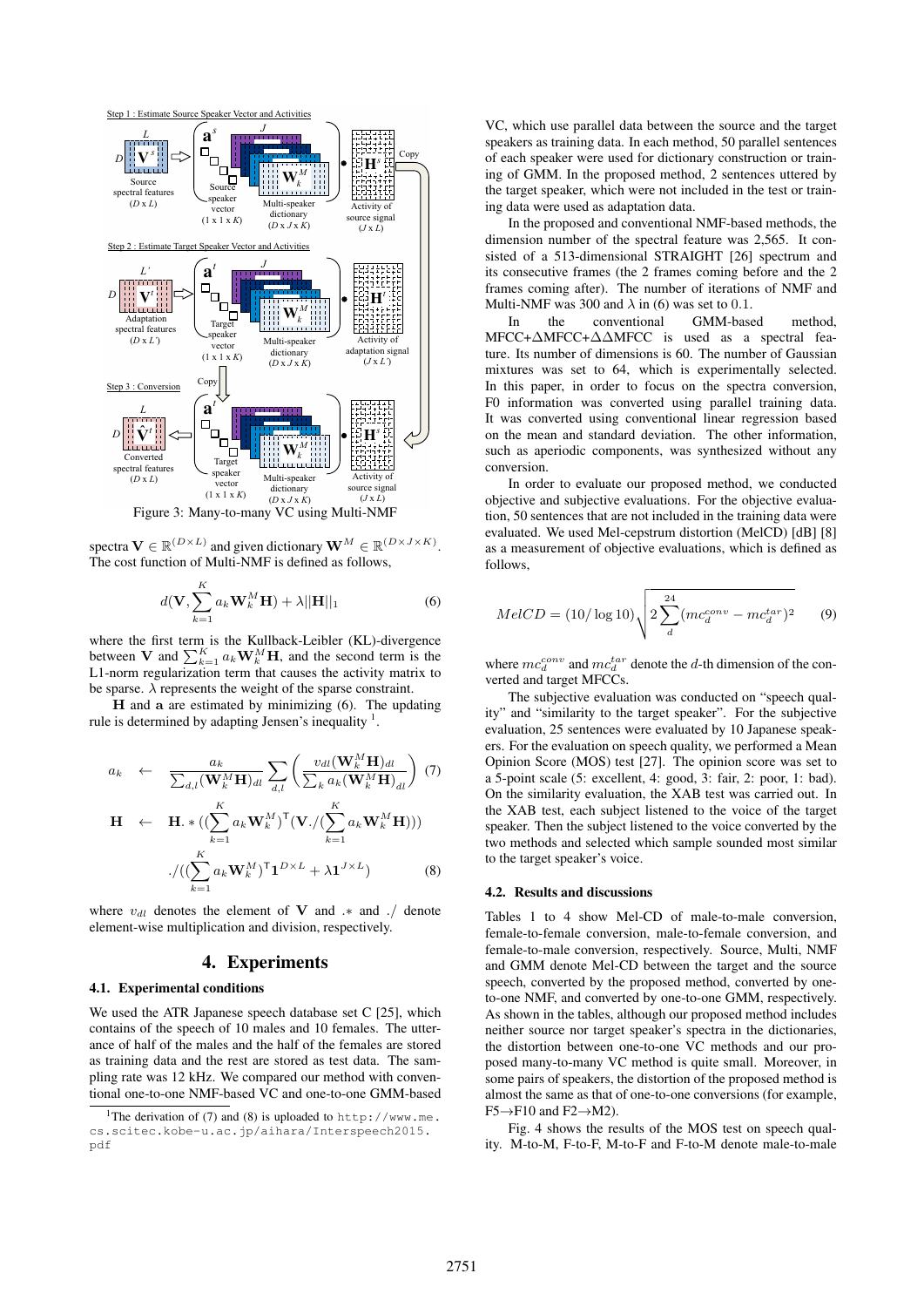Figure 3: Many-to-many VC using Multi-NMF

spectra $\mathbf{V} \in \mathbb{R}^{(D \times L)}$ and given dictionary $\mathbf{W}^M \in \mathbb{R}^{(D \times J \times K)}$. The cost function of Multi-NMF is defined as follows,

$$d(\mathbf{V}, \sum_{k=1}^{K} a_k \mathbf{W}_k^M \mathbf{H}) + \lambda ||\mathbf{H}||_1 \tag{6}$$

where the first term is the Kullback-Leibler (KL)-divergence between $\mathbf{V}$ and $\sum_{k=1}^{K} a_k \mathbf{W}_k^M \mathbf{H}$, and the second term is the L1-norm regularization term that causes the activity matrix to be sparse. $\lambda$ represents the weight of the sparse constraint.

$\mathbf{H}$ and $\mathbf{a}$ are estimated by minimizing (6). The updating rule is determined by adapting Jensen's inequality [1].

$$a_k \leftarrow \frac{a_k}{\sum_{d,l}(\mathbf{W}_k^M \mathbf{H})_{dl}} \sum_{d,l} \left( \frac{v_{dl}(\mathbf{W}_k^M \mathbf{H})_{dl}}{\sum_k a_k (\mathbf{W}_k^M \mathbf{H})_{dl}} \right) \tag{7}$$

$$\mathbf{H} \leftarrow \mathbf{H}.*((\sum_{k=1}^{K} a_k \mathbf{W}_k^M)^{\mathsf{T}}(\mathbf{V}./(\sum_{k=1}^{K} a_k \mathbf{W}_k^M \mathbf{H}))) \\ ./((\sum_{k=1}^{K} a_k \mathbf{W}_k^M)^{\mathsf{T}} \mathbf{1}^{D \times L} + \lambda \mathbf{1}^{J \times L}) \tag{8}$$

where $v_{dl}$ denotes the element of $\mathbf{V}$ and $.*$ and $./$ denote element-wise multiplication and division, respectively.

## 4. Experiments

### 4.1. Experimental conditions

We used the ATR Japanese speech database set C [25], which contains of the speech of 10 males and 10 females. The utterance of half of the males and the half of the females are stored as training data and the rest are stored as test data. The sampling rate was 12 kHz. We compared our method with conventional one-to-one NMF-based VC and one-to-one GMM-based VC, which use parallel data between the source and the target speakers as training data. In each method, 50 parallel sentences of each speaker were used for dictionary construction or training of GMM. In the proposed method, 2 sentences uttered by the target speaker, which were not included in the test or training data were used as adaptation data.

In the proposed and conventional NMF-based methods, the dimension number of the spectral feature was 2,565. It consisted of a 513-dimensional STRAIGHT [26] spectrum and its consecutive frames (the 2 frames coming before and the 2 frames coming after). The number of iterations of NMF and Multi-NMF was 300 and $\lambda$ in (6) was set to 0.1.

In the conventional GMM-based method, MFCC+ΔMFCC+ΔΔMFCC is used as a spectral feature. Its number of dimensions is 60. The number of Gaussian mixtures was set to 64, which is experimentally selected. In this paper, in order to focus on the spectra conversion, F0 information was converted using parallel training data. It was converted using conventional linear regression based on the mean and standard deviation. The other information, such as aperiodic components, was synthesized without any conversion.

In order to evaluate our proposed method, we conducted objective and subjective evaluations. For the objective evaluation, 50 sentences that are not included in the training data were evaluated. We used Mel-cepstrum distortion (MelCD) [dB] [8] as a measurement of objective evaluations, which is defined as follows,

$$MelCD = (10/\log 10)\sqrt{2\sum_{d}^{24}(mc_d^{conv} - mc_d^{tar})^2} \tag{9}$$

where $mc_d^{conv}$ and $mc_d^{tar}$ denote the $d$-th dimension of the converted and target MFCCs.

The subjective evaluation was conducted on "speech quality" and "similarity to the target speaker". For the subjective evaluation, 25 sentences were evaluated by 10 Japanese speakers. For the evaluation on speech quality, we performed a Mean Opinion Score (MOS) test [27]. The opinion score was set to a 5-point scale (5: excellent, 4: good, 3: fair, 2: poor, 1: bad). On the similarity evaluation, the XAB test was carried out. In the XAB test, each subject listened to the voice of the target speaker. Then the subject listened to the voice converted by the two methods and selected which sample sounded most similar to the target speaker's voice.

### 4.2. Results and discussions

Tables 1 to 4 show Mel-CD of male-to-male conversion, female-to-female conversion, male-to-female conversion, and female-to-male conversion, respectively. Source, Multi, NMF and GMM denote Mel-CD between the target and the source speech, converted by the proposed method, converted by one-to-one NMF, and converted by one-to-one GMM, respectively. As shown in the tables, although our proposed method includes neither source nor target speaker's spectra in the dictionaries, the distortion between one-to-one VC methods and our proposed many-to-many VC method is quite small. Moreover, in some pairs of speakers, the distortion of the proposed method is almost the same as that of one-to-one conversions (for example, F5→F10 and F2→M2).

Fig. 4 shows the results of the MOS test on speech quality. M-to-M, F-to-F, M-to-F and F-to-M denote male-to-male

[1] The derivation of (7) and (8) is uploaded to http://www.me.cs.scitec.kobe-u.ac.jp/aihara/Interspeech2015.pdf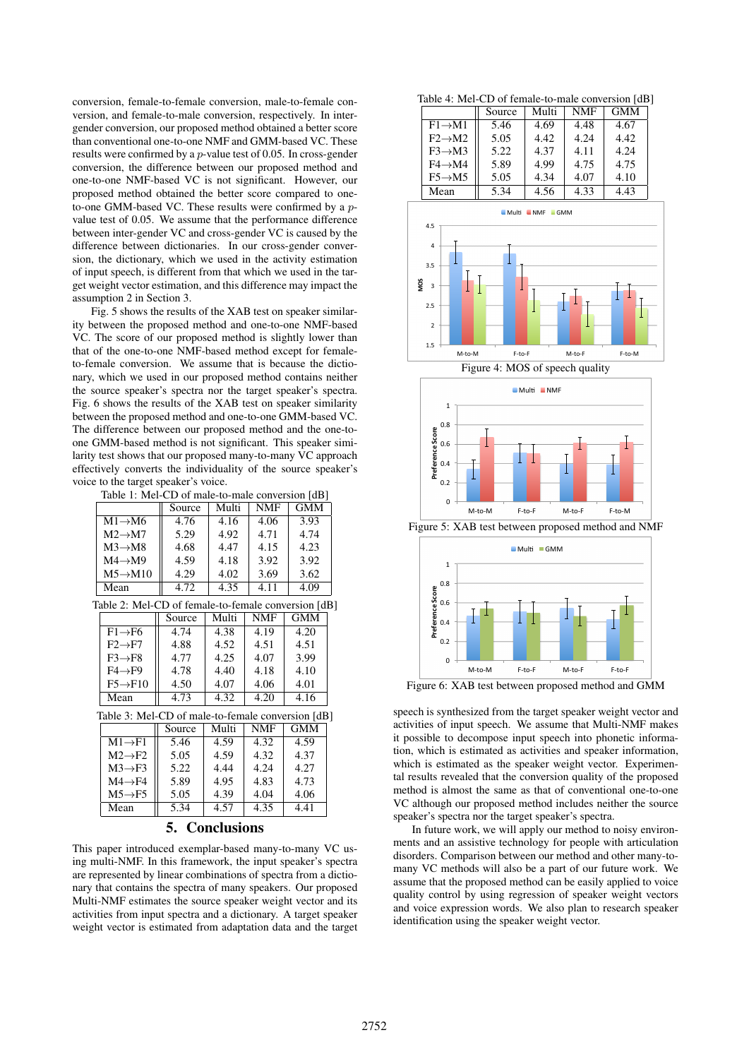conversion, female-to-female conversion, male-to-female conversion, and female-to-male conversion, respectively. In inter-gender conversion, our proposed method obtained a better score than conventional one-to-one NMF and GMM-based VC. These results were confirmed by a $p$-value test of 0.05. In cross-gender conversion, the difference between our proposed method and one-to-one NMF-based VC is not significant. However, our proposed method obtained the better score compared to one-to-one GMM-based VC. These results were confirmed by a $p$-value test of 0.05. We assume that the performance difference between inter-gender VC and cross-gender VC is caused by the difference between dictionaries. In our cross-gender conversion, the dictionary, which we used in the activity estimation of input speech, is different from that which we used in the target weight vector estimation, and this difference may impact the assumption 2 in Section 3.

Fig. 5 shows the results of the XAB test on speaker similarity between the proposed method and one-to-one NMF-based VC. The score of our proposed method is slightly lower than that of the one-to-one NMF-based method except for female-to-female conversion. We assume that is because the dictionary, which we used in our proposed method contains neither the source speaker's spectra nor the target speaker's spectra. Fig. 6 shows the results of the XAB test on speaker similarity between the proposed method and one-to-one GMM-based VC. The difference between our proposed method and the one-to-one GMM-based method is not significant. This speaker similarity test shows that our proposed many-to-many VC approach effectively converts the individuality of the source speaker's voice to the target speaker's voice.

Table 1: Mel-CD of male-to-male conversion [dB]

| | Source | Multi | NMF | GMM |
|---|---|---|---|---|
| M1→M6 | 4.76 | 4.16 | 4.06 | 3.93 |
| M2→M7 | 5.29 | 4.92 | 4.71 | 4.74 |
| M3→M8 | 4.68 | 4.47 | 4.15 | 4.23 |
| M4→M9 | 4.59 | 4.18 | 3.92 | 3.92 |
| M5→M10 | 4.29 | 4.02 | 3.69 | 3.62 |
| Mean | 4.72 | 4.35 | 4.11 | 4.09 |

Table 2: Mel-CD of female-to-female conversion [dB]

| | Source | Multi | NMF | GMM |
|---|---|---|---|---|
| F1→F6 | 4.74 | 4.38 | 4.19 | 4.20 |
| F2→F7 | 4.88 | 4.52 | 4.51 | 4.51 |
| F3→F8 | 4.77 | 4.25 | 4.07 | 3.99 |
| F4→F9 | 4.78 | 4.40 | 4.18 | 4.10 |
| F5→F10 | 4.50 | 4.07 | 4.06 | 4.01 |
| Mean | 4.73 | 4.32 | 4.20 | 4.16 |

Table 3: Mel-CD of male-to-female conversion [dB]

| | Source | Multi | NMF | GMM |
|---|---|---|---|---|
| M1→F1 | 5.46 | 4.59 | 4.32 | 4.59 |
| M2→F2 | 5.05 | 4.59 | 4.32 | 4.37 |
| M3→F3 | 5.22 | 4.44 | 4.24 | 4.27 |
| M4→F4 | 5.89 | 4.95 | 4.83 | 4.73 |
| M5→F5 | 5.05 | 4.39 | 4.04 | 4.06 |
| Mean | 5.34 | 4.57 | 4.35 | 4.41 |

## 5. Conclusions

This paper introduced exemplar-based many-to-many VC using multi-NMF. In this framework, the input speaker's spectra are represented by linear combinations of spectra from a dictionary that contains the spectra of many speakers. Our proposed Multi-NMF estimates the source speaker weight vector and its activities from input spectra and a dictionary. A target speaker weight vector is estimated from adaptation data and the target speech is synthesized from the target speaker weight vector and activities of input speech. We assume that Multi-NMF makes it possible to decompose input speech into phonetic information, which is estimated as activities and speaker information, which is estimated as the speaker weight vector. Experimental results revealed that the conversion quality of the proposed method is almost the same as that of conventional one-to-one VC although our proposed method includes neither the source speaker's spectra nor the target speaker's spectra.

In future work, we will apply our method to noisy environments and an assistive technology for people with articulation disorders. Comparison between our method and other many-to-many VC methods will also be a part of our future work. We assume that the proposed method can be easily applied to voice quality control by using regression of speaker weight vectors and voice expression words. We also plan to research speaker identification using the speaker weight vector.

Table 4: Mel-CD of female-to-male conversion [dB]

| | Source | Multi | NMF | GMM |
|---|---|---|---|---|
| F1→M1 | 5.46 | 4.69 | 4.48 | 4.67 |
| F2→M2 | 5.05 | 4.42 | 4.24 | 4.42 |
| F3→M3 | 5.22 | 4.37 | 4.11 | 4.24 |
| F4→M4 | 5.89 | 4.99 | 4.75 | 4.75 |
| F5→M5 | 5.05 | 4.34 | 4.07 | 4.10 |
| Mean | 5.34 | 4.56 | 4.33 | 4.43 |

Figure 4: MOS of speech quality

Figure 5: XAB test between proposed method and NMF

Figure 6: XAB test between proposed method and GMM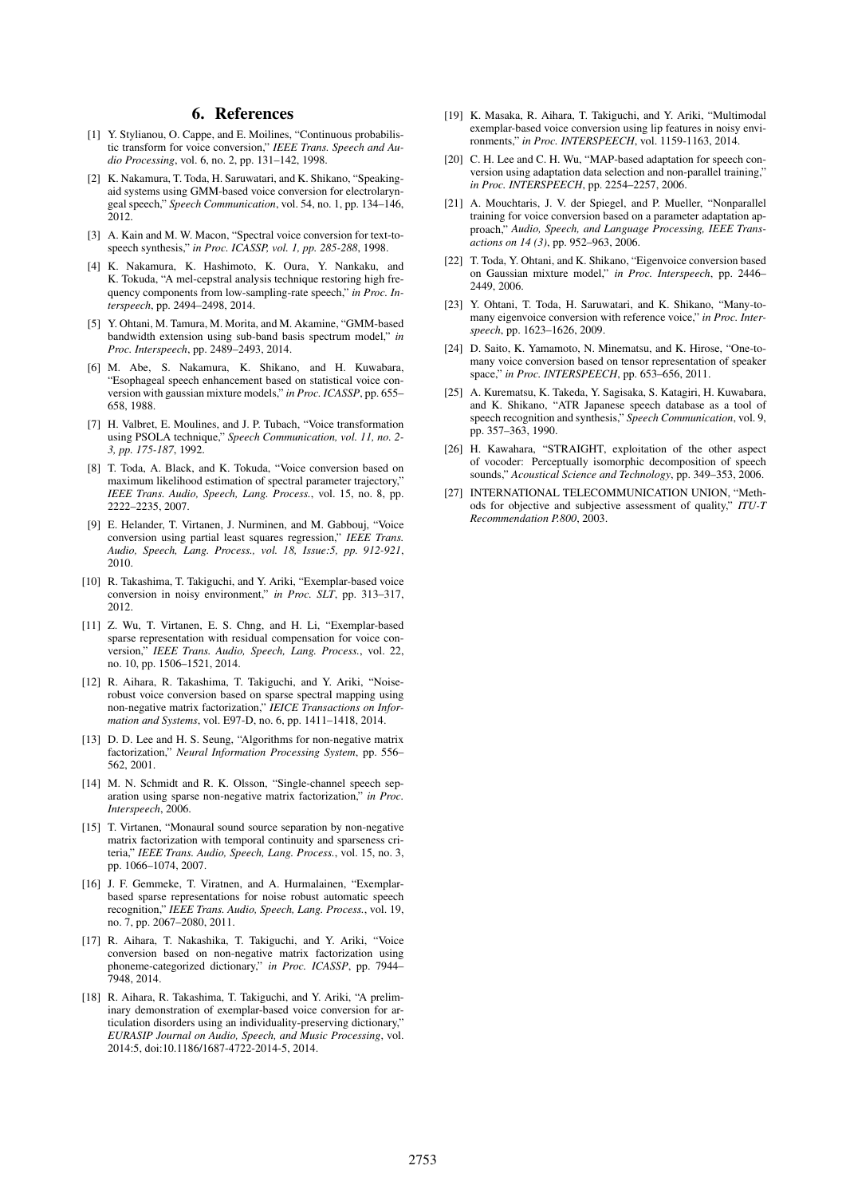## 6. References

[1] Y. Stylianou, O. Cappe, and E. Moilines, "Continuous probabilistic transform for voice conversion," *IEEE Trans. Speech and Audio Processing*, vol. 6, no. 2, pp. 131–142, 1998.

[2] K. Nakamura, T. Toda, H. Saruwatari, and K. Shikano, "Speaking-aid systems using GMM-based voice conversion for electrolaryngeal speech," *Speech Communication*, vol. 54, no. 1, pp. 134–146, 2012.

[3] A. Kain and M. W. Macon, "Spectral voice conversion for text-to-speech synthesis," *in Proc. ICASSP, vol. 1, pp. 285-288*, 1998.

[4] K. Nakamura, K. Hashimoto, K. Oura, Y. Nankaku, and K. Tokuda, "A mel-cepstral analysis technique restoring high frequency components from low-sampling-rate speech," *in Proc. Interspeech*, pp. 2494–2498, 2014.

[5] Y. Ohtani, M. Tamura, M. Morita, and M. Akamine, "GMM-based bandwidth extension using sub-band basis spectrum model," *in Proc. Interspeech*, pp. 2489–2493, 2014.

[6] M. Abe, S. Nakamura, K. Shikano, and H. Kuwabara, "Esophageal speech enhancement based on statistical voice conversion with gaussian mixture models," *in Proc. ICASSP*, pp. 655–658, 1988.

[7] H. Valbret, E. Moulines, and J. P. Tubach, "Voice transformation using PSOLA technique," *Speech Communication, vol. 11, no. 2-3, pp. 175-187*, 1992.

[8] T. Toda, A. Black, and K. Tokuda, "Voice conversion based on maximum likelihood estimation of spectral parameter trajectory," *IEEE Trans. Audio, Speech, Lang. Process.*, vol. 15, no. 8, pp. 2222–2235, 2007.

[9] E. Helander, T. Virtanen, J. Nurminen, and M. Gabbouj, "Voice conversion using partial least squares regression," *IEEE Trans. Audio, Speech, Lang. Process., vol. 18, Issue:5, pp. 912-921*, 2010.

[10] R. Takashima, T. Takiguchi, and Y. Ariki, "Exemplar-based voice conversion in noisy environment," *in Proc. SLT*, pp. 313–317, 2012.

[11] Z. Wu, T. Virtanen, E. S. Chng, and H. Li, "Exemplar-based sparse representation with residual compensation for voice conversion," *IEEE Trans. Audio, Speech, Lang. Process.*, vol. 22, no. 10, pp. 1506–1521, 2014.

[12] R. Aihara, R. Takashima, T. Takiguchi, and Y. Ariki, "Noise-robust voice conversion based on sparse spectral mapping using non-negative matrix factorization," *IEICE Transactions on Information and Systems*, vol. E97-D, no. 6, pp. 1411–1418, 2014.

[13] D. D. Lee and H. S. Seung, "Algorithms for non-negative matrix factorization," *Neural Information Processing System*, pp. 556–562, 2001.

[14] M. N. Schmidt and R. K. Olsson, "Single-channel speech separation using sparse non-negative matrix factorization," *in Proc. Interspeech*, 2006.

[15] T. Virtanen, "Monaural sound source separation by non-negative matrix factorization with temporal continuity and sparseness criteria," *IEEE Trans. Audio, Speech, Lang. Process.*, vol. 15, no. 3, pp. 1066–1074, 2007.

[16] J. F. Gemmeke, T. Viratnen, and A. Hurmalainen, "Exemplar-based sparse representations for noise robust automatic speech recognition," *IEEE Trans. Audio, Speech, Lang. Process.*, vol. 19, no. 7, pp. 2067–2080, 2011.

[17] R. Aihara, T. Nakashika, T. Takiguchi, and Y. Ariki, "Voice conversion based on non-negative matrix factorization using phoneme-categorized dictionary," *in Proc. ICASSP*, pp. 7944–7948, 2014.

[18] R. Aihara, R. Takashima, T. Takiguchi, and Y. Ariki, "A preliminary demonstration of exemplar-based voice conversion for articulation disorders using an individuality-preserving dictionary," *EURASIP Journal on Audio, Speech, and Music Processing*, vol. 2014:5, doi:10.1186/1687-4722-2014-5, 2014.

[19] K. Masaka, R. Aihara, T. Takiguchi, and Y. Ariki, "Multimodal exemplar-based voice conversion using lip features in noisy environments," *in Proc. INTERSPEECH*, vol. 1159-1163, 2014.

[20] C. H. Lee and C. H. Wu, "MAP-based adaptation for speech conversion using adaptation data selection and non-parallel training," *in Proc. INTERSPEECH*, pp. 2254–2257, 2006.

[21] A. Mouchtaris, J. V. der Spiegel, and P. Mueller, "Nonparallel training for voice conversion based on a parameter adaptation approach," *Audio, Speech, and Language Processing, IEEE Transactions on 14 (3)*, pp. 952–963, 2006.

[22] T. Toda, Y. Ohtani, and K. Shikano, "Eigenvoice conversion based on Gaussian mixture model," *in Proc. Interspeech*, pp. 2446–2449, 2006.

[23] Y. Ohtani, T. Toda, H. Saruwatari, and K. Shikano, "Many-to-many eigenvoice conversion with reference voice," *in Proc. Interspeech*, pp. 1623–1626, 2009.

[24] D. Saito, K. Yamamoto, N. Minematsu, and K. Hirose, "One-to-many voice conversion based on tensor representation of speaker space," *in Proc. INTERSPEECH*, pp. 653–656, 2011.

[25] A. Kurematsu, K. Takeda, Y. Sagisaka, S. Katagiri, H. Kuwabara, and K. Shikano, "ATR Japanese speech database as a tool of speech recognition and synthesis," *Speech Communication*, vol. 9, pp. 357–363, 1990.

[26] H. Kawahara, "STRAIGHT, exploitation of the other aspect of vocoder: Perceptually isomorphic decomposition of speech sounds," *Acoustical Science and Technology*, pp. 349–353, 2006.

[27] INTERNATIONAL TELECOMMUNICATION UNION, "Methods for objective and subjective assessment of quality," *ITU-T Recommendation P.800*, 2003.